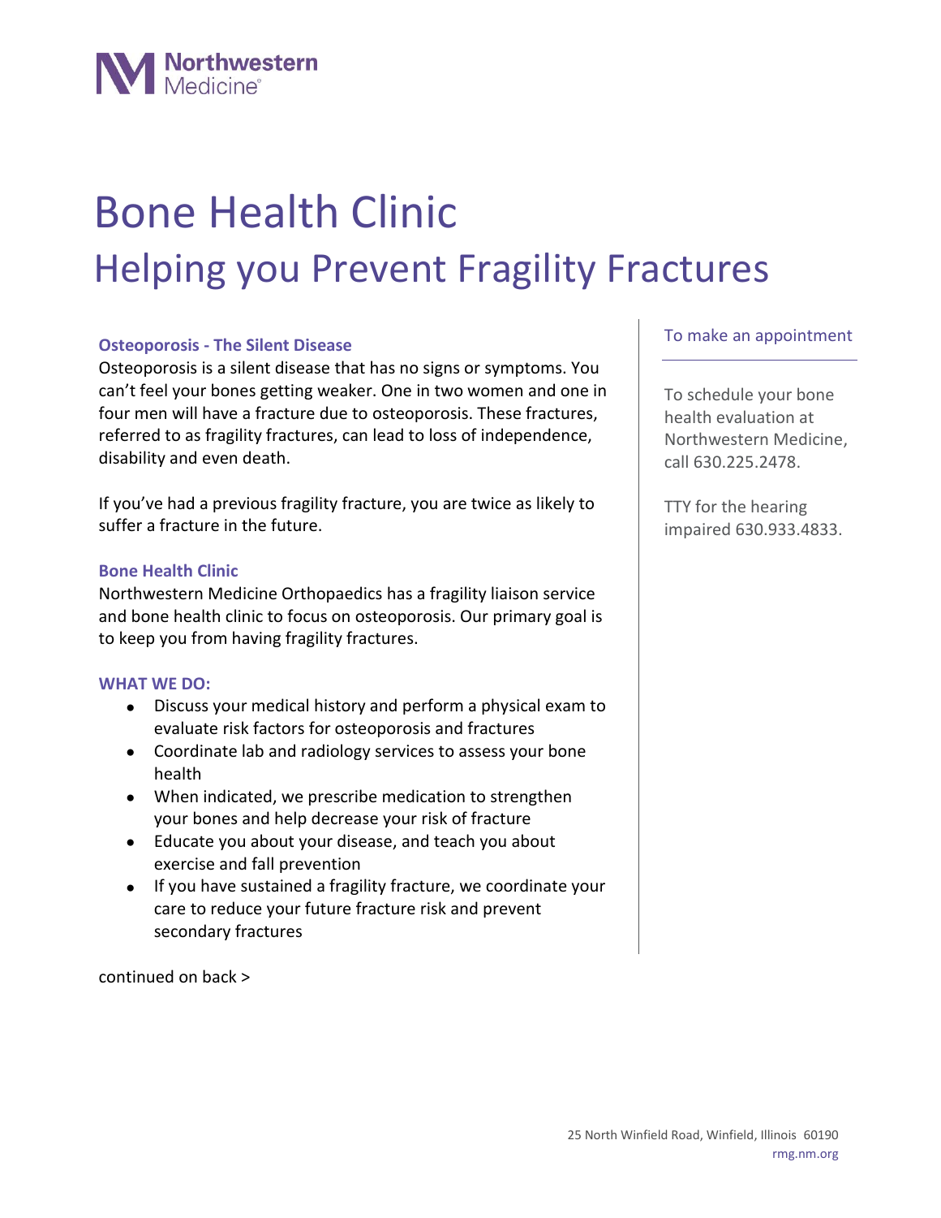Northwestern Medicine

# Bone Health Clinic

## Helping you Prevent Fragility Fractures

### Osteoporosis - The Silent Disease

Osteoporosis is a silent disease that has no signs or symptoms. You can't feel your bones getting weaker. One in two women and one in four men will have a fracture due to osteoporosis. These fractures, referred to as fragility fractures, can lead to loss of independence, disability and even death.

If you've had a previous fragility fracture, you are twice as likely to suffer a fracture in the future.

### Bone Health Clinic

Northwestern Medicine Orthopaedics has a fragility liaison service and bone health clinic to focus on osteoporosis. Our primary goal is to keep you from having fragility fractures.

### WHAT WE DO:

- Discuss your medical history and perform a physical exam to evaluate risk factors for osteoporosis and fractures
- Coordinate lab and radiology services to assess your bone health
- When indicated, we prescribe medication to strengthen your bones and help decrease your risk of fracture
- Educate you about your disease, and teach you about exercise and fall prevention
- If you have sustained a fragility fracture, we coordinate your care to reduce your future fracture risk and prevent secondary fractures

continued on back >

### To make an appointment

To schedule your bone health evaluation at Northwestern Medicine, call 630.225.2478.

TTY for the hearing impaired 630.933.4833.

25 North Winfield Road, Winfield, Illinois 60190
rmg.nm.org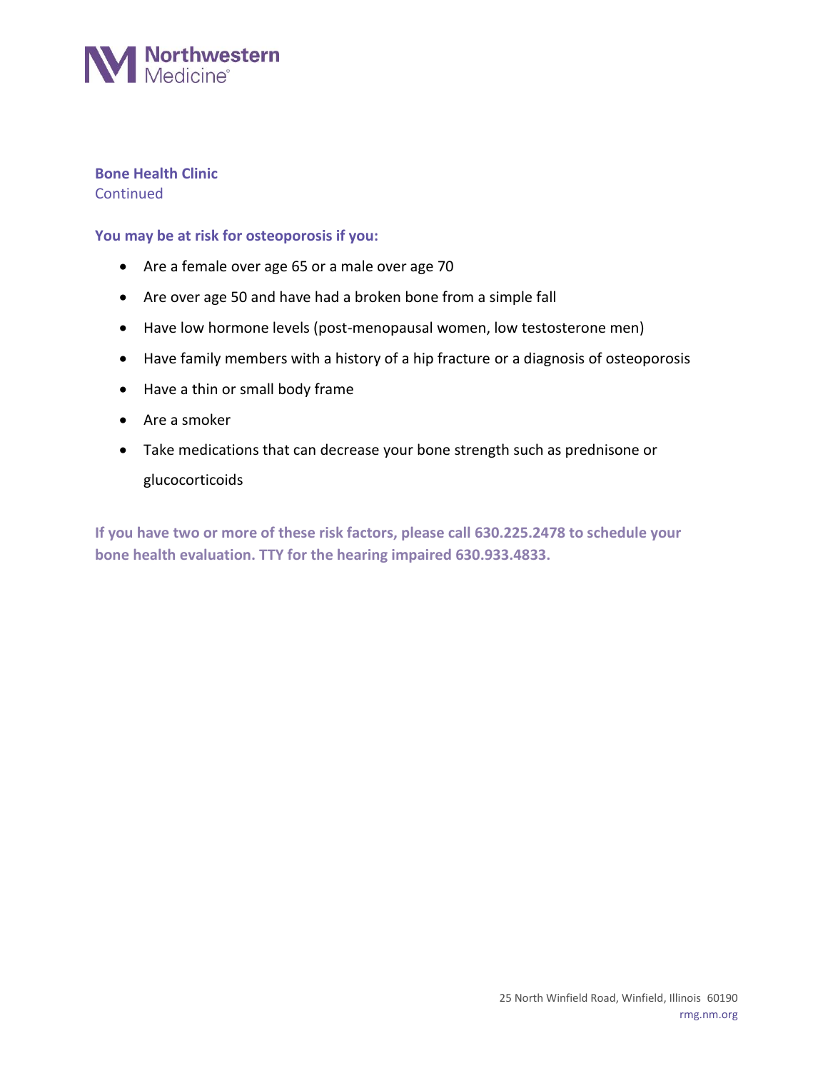**Bone Health Clinic**
Continued

### You may be at risk for osteoporosis if you:

- Are a female over age 65 or a male over age 70
- Are over age 50 and have had a broken bone from a simple fall
- Have low hormone levels (post-menopausal women, low testosterone men)
- Have family members with a history of a hip fracture or a diagnosis of osteoporosis
- Have a thin or small body frame
- Are a smoker
- Take medications that can decrease your bone strength such as prednisone or glucocorticoids

**If you have two or more of these risk factors, please call 630.225.2478 to schedule your bone health evaluation. TTY for the hearing impaired 630.933.4833.**

25 North Winfield Road, Winfield, Illinois 60190
rmg.nm.org